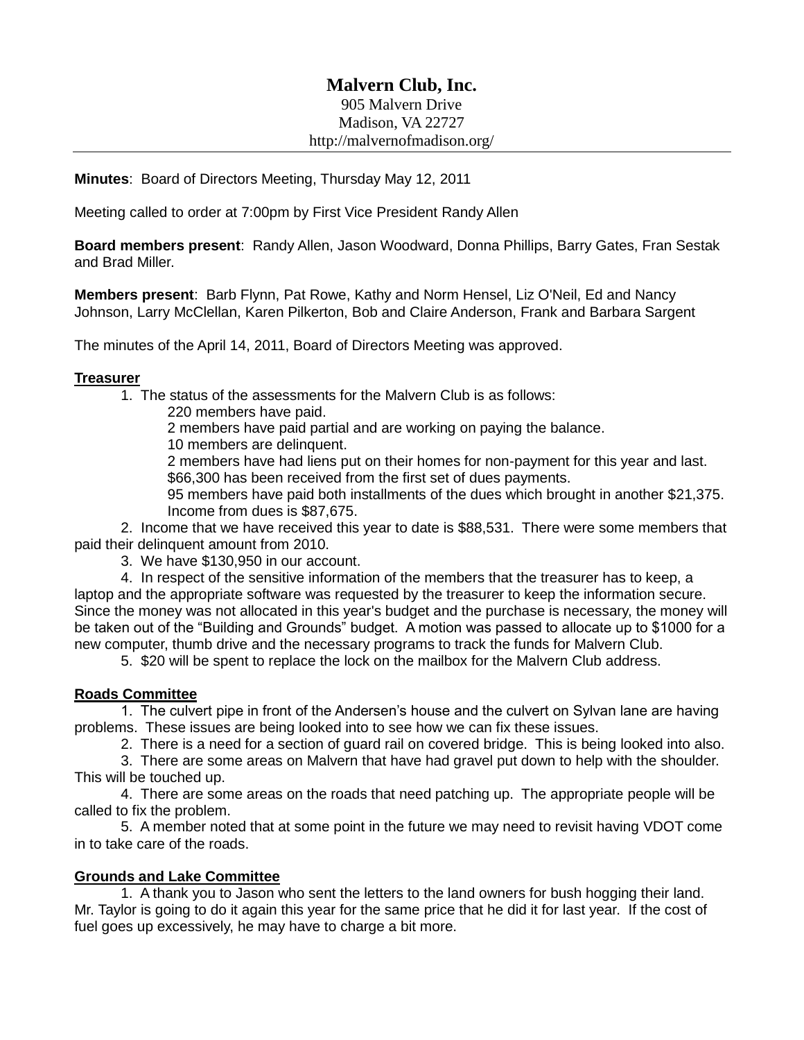# Malvern Club, Inc.

905 Malvern Drive
Madison, VA 22727
http://malvernofmadison.org/

---

**Minutes**: Board of Directors Meeting, Thursday May 12, 2011

Meeting called to order at 7:00pm by First Vice President Randy Allen

**Board members present**: Randy Allen, Jason Woodward, Donna Phillips, Barry Gates, Fran Sestak and Brad Miller.

**Members present**: Barb Flynn, Pat Rowe, Kathy and Norm Hensel, Liz O'Neil, Ed and Nancy Johnson, Larry McClellan, Karen Pilkerton, Bob and Claire Anderson, Frank and Barbara Sargent

The minutes of the April 14, 2011, Board of Directors Meeting was approved.

## Treasurer

1. The status of the assessments for the Malvern Club is as follows:
   220 members have paid.
   2 members have paid partial and are working on paying the balance.
   10 members are delinquent.
   2 members have had liens put on their homes for non-payment for this year and last.
   $66,300 has been received from the first set of dues payments.
   95 members have paid both installments of the dues which brought in another $21,375.
   Income from dues is $87,675.
2. Income that we have received this year to date is $88,531. There were some members that paid their delinquent amount from 2010.
3. We have $130,950 in our account.
4. In respect of the sensitive information of the members that the treasurer has to keep, a laptop and the appropriate software was requested by the treasurer to keep the information secure. Since the money was not allocated in this year's budget and the purchase is necessary, the money will be taken out of the "Building and Grounds" budget. A motion was passed to allocate up to $1000 for a new computer, thumb drive and the necessary programs to track the funds for Malvern Club.
5. $20 will be spent to replace the lock on the mailbox for the Malvern Club address.

## Roads Committee

1. The culvert pipe in front of the Andersen's house and the culvert on Sylvan lane are having problems. These issues are being looked into to see how we can fix these issues.
2. There is a need for a section of guard rail on covered bridge. This is being looked into also.
3. There are some areas on Malvern that have had gravel put down to help with the shoulder. This will be touched up.
4. There are some areas on the roads that need patching up. The appropriate people will be called to fix the problem.
5. A member noted that at some point in the future we may need to revisit having VDOT come in to take care of the roads.

## Grounds and Lake Committee

1. A thank you to Jason who sent the letters to the land owners for bush hogging their land. Mr. Taylor is going to do it again this year for the same price that he did it for last year. If the cost of fuel goes up excessively, he may have to charge a bit more.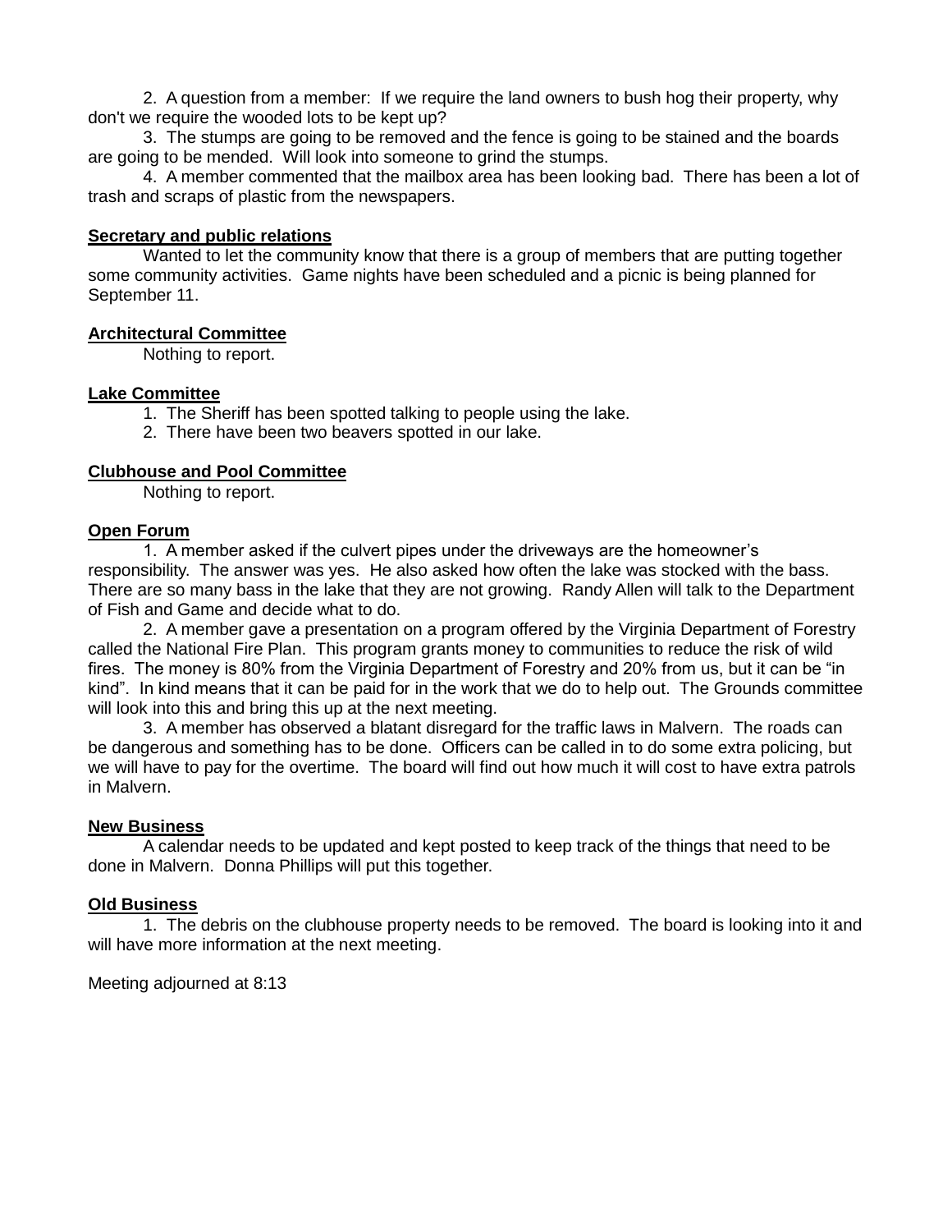2. A question from a member: If we require the land owners to bush hog their property, why don't we require the wooded lots to be kept up?

3. The stumps are going to be removed and the fence is going to be stained and the boards are going to be mended. Will look into someone to grind the stumps.

4. A member commented that the mailbox area has been looking bad. There has been a lot of trash and scraps of plastic from the newspapers.

**Secretary and public relations**

Wanted to let the community know that there is a group of members that are putting together some community activities. Game nights have been scheduled and a picnic is being planned for September 11.

**Architectural Committee**

Nothing to report.

**Lake Committee**

1. The Sheriff has been spotted talking to people using the lake.
2. There have been two beavers spotted in our lake.

**Clubhouse and Pool Committee**

Nothing to report.

**Open Forum**

1. A member asked if the culvert pipes under the driveways are the homeowner's responsibility. The answer was yes. He also asked how often the lake was stocked with the bass. There are so many bass in the lake that they are not growing. Randy Allen will talk to the Department of Fish and Game and decide what to do.

2. A member gave a presentation on a program offered by the Virginia Department of Forestry called the National Fire Plan. This program grants money to communities to reduce the risk of wild fires. The money is 80% from the Virginia Department of Forestry and 20% from us, but it can be "in kind". In kind means that it can be paid for in the work that we do to help out. The Grounds committee will look into this and bring this up at the next meeting.

3. A member has observed a blatant disregard for the traffic laws in Malvern. The roads can be dangerous and something has to be done. Officers can be called in to do some extra policing, but we will have to pay for the overtime. The board will find out how much it will cost to have extra patrols in Malvern.

**New Business**

A calendar needs to be updated and kept posted to keep track of the things that need to be done in Malvern. Donna Phillips will put this together.

**Old Business**

1. The debris on the clubhouse property needs to be removed. The board is looking into it and will have more information at the next meeting.

Meeting adjourned at 8:13